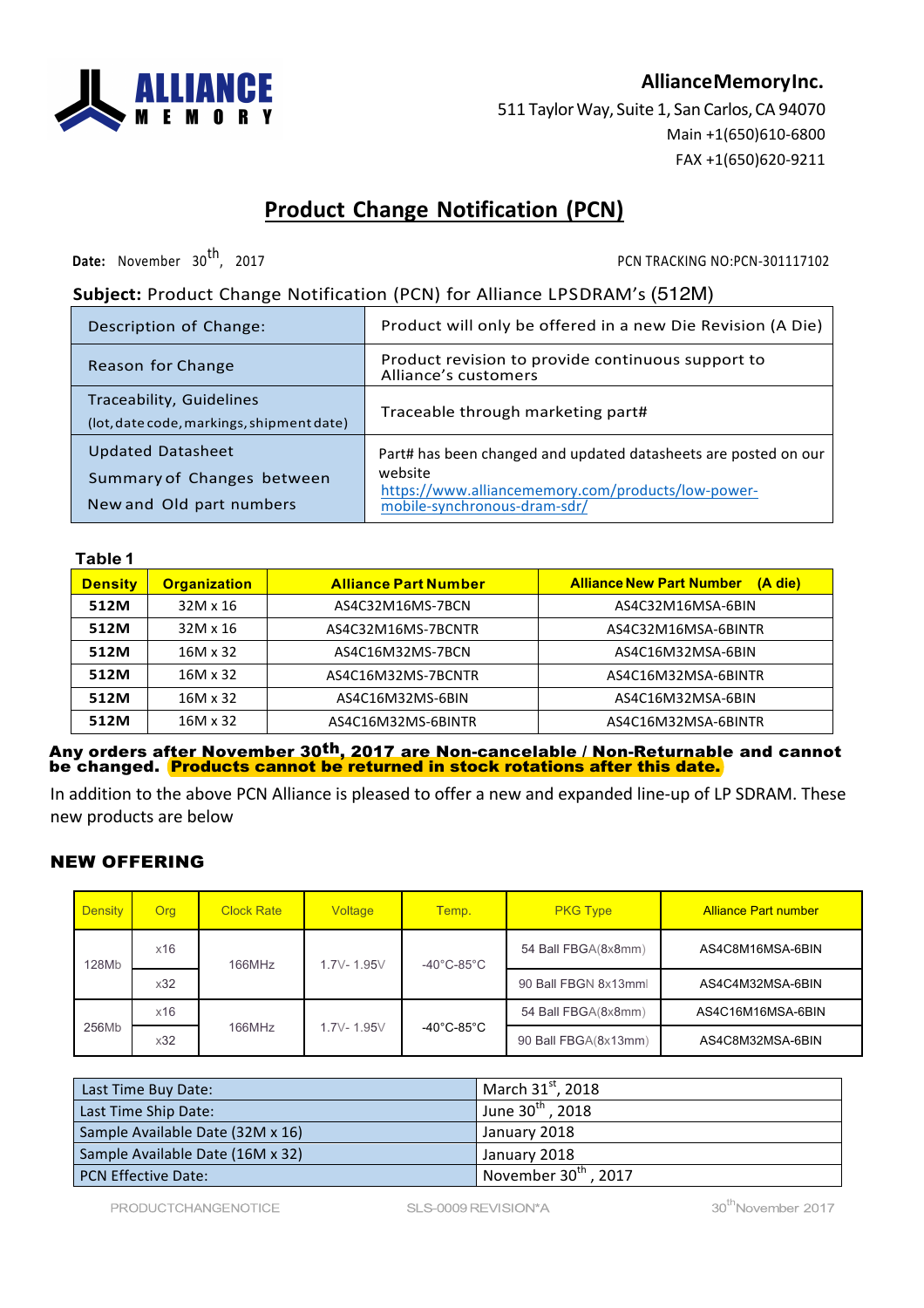**AllianceMemoryInc.**
511 Taylor Way, Suite 1, San Carlos, CA 94070
Main +1(650)610-6800
FAX +1(650)620-9211

# Product Change Notification (PCN)

**Date:** November 30th, 2017 PCN TRACKING NO:PCN-301117102

**Subject:** Product Change Notification (PCN) for Alliance LPSDRAM's (512M)

| | |
|---|---|
| Description of Change: | Product will only be offered in a new Die Revision (A Die) |
| Reason for Change | Product revision to provide continuous support to Alliance's customers |
| Traceability, Guidelines (lot, date code, markings, shipment date) | Traceable through marketing part# |
| Updated Datasheet Summary of Changes between New and Old part numbers | Part# has been changed and updated datasheets are posted on our website https://www.alliancememory.com/products/low-power-mobile-synchronous-dram-sdr/ |

**Table 1**

| Density | Organization | Alliance Part Number | Alliance New Part Number (A die) |
|---|---|---|---|
| 512M | 32M x 16 | AS4C32M16MS-7BCN | AS4C32M16MSA-6BIN |
| 512M | 32M x 16 | AS4C32M16MS-7BCNTR | AS4C32M16MSA-6BINTR |
| 512M | 16M x 32 | AS4C16M32MS-7BCN | AS4C16M32MSA-6BIN |
| 512M | 16M x 32 | AS4C16M32MS-7BCNTR | AS4C16M32MSA-6BINTR |
| 512M | 16M x 32 | AS4C16M32MS-6BIN | AS4C16M32MSA-6BIN |
| 512M | 16M x 32 | AS4C16M32MS-6BINTR | AS4C16M32MSA-6BINTR |

**Any orders after November 30th, 2017 are Non-cancelable / Non-Returnable and cannot be changed. Products cannot be returned in stock rotations after this date.**

In addition to the above PCN Alliance is pleased to offer a new and expanded line-up of LP SDRAM. These new products are below

## NEW OFFERING

| Density | Org | Clock Rate | Voltage | Temp. | PKG Type | Alliance Part number |
|---|---|---|---|---|---|---|
| 128Mb | x16 | 166MHz | 1.7V- 1.95V | -40°C-85°C | 54 Ball FBGA(8x8mm) | AS4C8M16MSA-6BIN |
| | x32 | | | | 90 Ball FBGN 8x13mml | AS4C4M32MSA-6BIN |
| 256Mb | x16 | 166MHz | 1.7V- 1.95V | -40°C-85°C | 54 Ball FBGA(8x8mm) | AS4C16M16MSA-6BIN |
| | x32 | | | | 90 Ball FBGA(8x13mm) | AS4C8M32MSA-6BIN |

| | |
|---|---|
| Last Time Buy Date: | March 31st, 2018 |
| Last Time Ship Date: | June 30th, 2018 |
| Sample Available Date (32M x 16) | January 2018 |
| Sample Available Date (16M x 32) | January 2018 |
| PCN Effective Date: | November 30th, 2017 |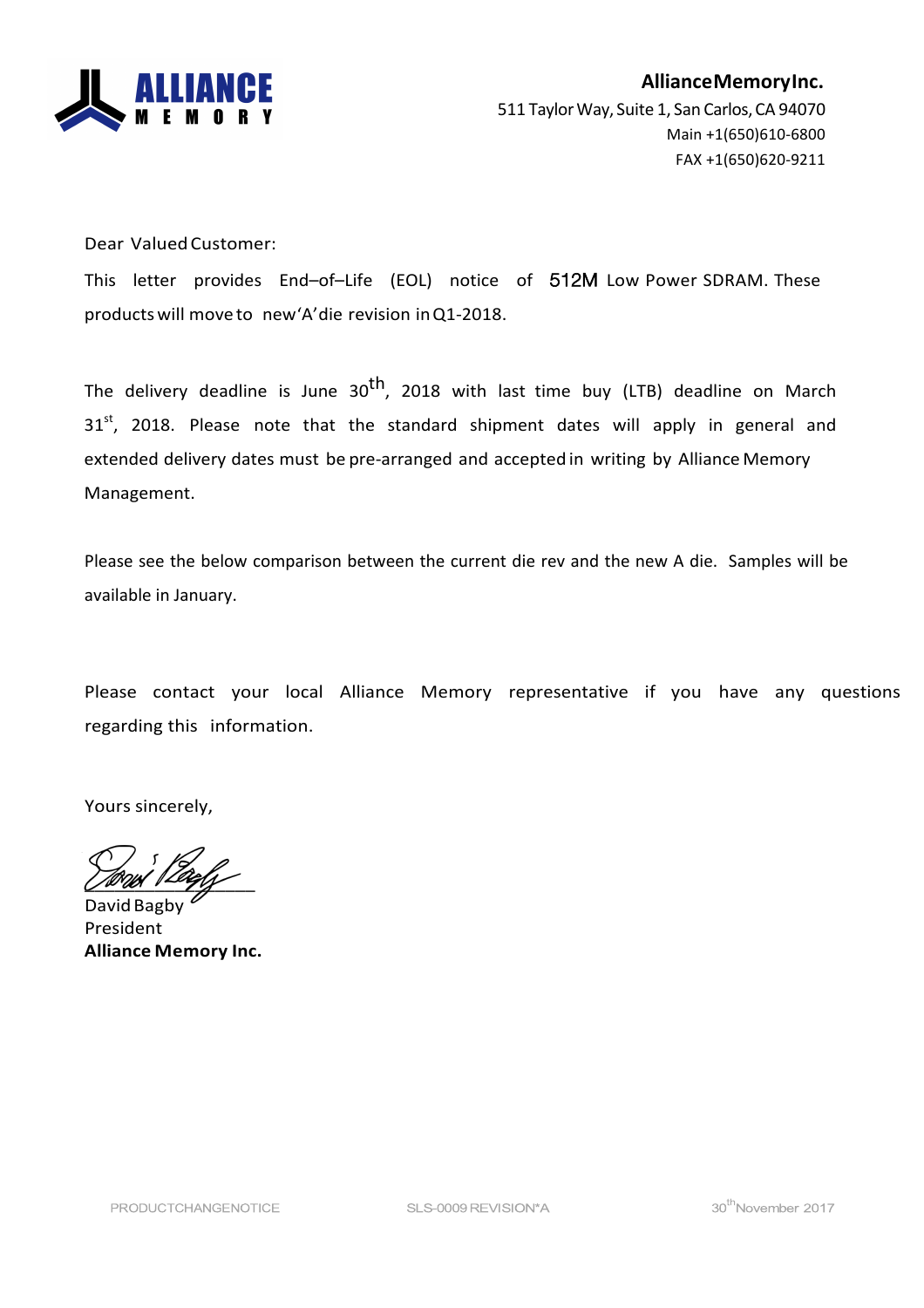**Alliance Memory Inc.**
511 Taylor Way, Suite 1, San Carlos, CA 94070
Main +1(650)610-6800
FAX +1(650)620-9211

Dear Valued Customer:

This letter provides End–of–Life (EOL) notice of 512M Low Power SDRAM. These products will move to new 'A' die revision in Q1-2018.

The delivery deadline is June 30th, 2018 with last time buy (LTB) deadline on March 31st, 2018. Please note that the standard shipment dates will apply in general and extended delivery dates must be pre-arranged and accepted in writing by Alliance Memory Management.

Please see the below comparison between the current die rev and the new A die. Samples will be available in January.

Please contact your local Alliance Memory representative if you have any questions regarding this information.

Yours sincerely,

David Bagby
President
**Alliance Memory Inc.**

PRODUCT CHANGE NOTICE SLS-0009 REVISION*A 30th November 2017